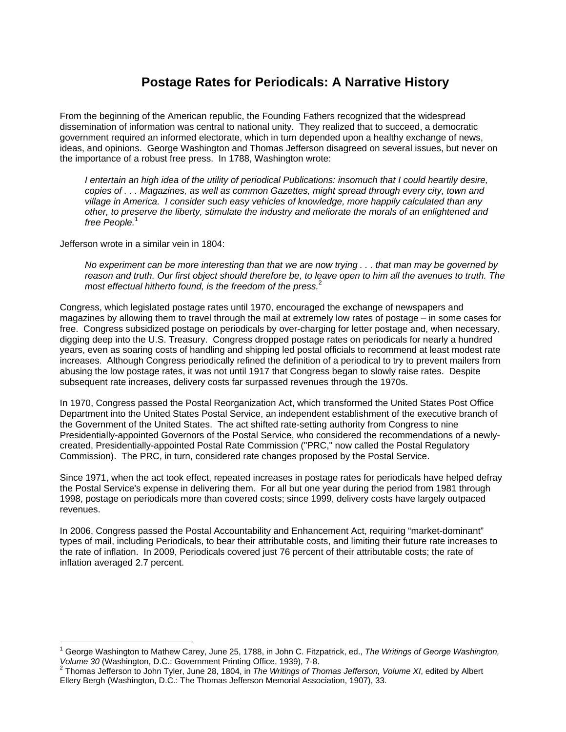# Postage Rates for Periodicals: A Narrative History

From the beginning of the American republic, the Founding Fathers recognized that the widespread dissemination of information was central to national unity. They realized that to succeed, a democratic government required an informed electorate, which in turn depended upon a healthy exchange of news, ideas, and opinions. George Washington and Thomas Jefferson disagreed on several issues, but never on the importance of a robust free press. In 1788, Washington wrote:

> *I entertain an high idea of the utility of periodical Publications: insomuch that I could heartily desire, copies of . . . Magazines, as well as common Gazettes, might spread through every city, town and village in America. I consider such easy vehicles of knowledge, more happily calculated than any other, to preserve the liberty, stimulate the industry and meliorate the morals of an enlightened and free People.*[1]

Jefferson wrote in a similar vein in 1804:

> *No experiment can be more interesting than that we are now trying . . . that man may be governed by reason and truth. Our first object should therefore be, to leave open to him all the avenues to truth. The most effectual hitherto found, is the freedom of the press.*[2]

Congress, which legislated postage rates until 1970, encouraged the exchange of newspapers and magazines by allowing them to travel through the mail at extremely low rates of postage – in some cases for free. Congress subsidized postage on periodicals by over-charging for letter postage and, when necessary, digging deep into the U.S. Treasury. Congress dropped postage rates on periodicals for nearly a hundred years, even as soaring costs of handling and shipping led postal officials to recommend at least modest rate increases. Although Congress periodically refined the definition of a periodical to try to prevent mailers from abusing the low postage rates, it was not until 1917 that Congress began to slowly raise rates. Despite subsequent rate increases, delivery costs far surpassed revenues through the 1970s.

In 1970, Congress passed the Postal Reorganization Act, which transformed the United States Post Office Department into the United States Postal Service, an independent establishment of the executive branch of the Government of the United States. The act shifted rate-setting authority from Congress to nine Presidentially-appointed Governors of the Postal Service, who considered the recommendations of a newly-created, Presidentially-appointed Postal Rate Commission ("PRC," now called the Postal Regulatory Commission). The PRC, in turn, considered rate changes proposed by the Postal Service.

Since 1971, when the act took effect, repeated increases in postage rates for periodicals have helped defray the Postal Service's expense in delivering them. For all but one year during the period from 1981 through 1998, postage on periodicals more than covered costs; since 1999, delivery costs have largely outpaced revenues.

In 2006, Congress passed the Postal Accountability and Enhancement Act, requiring "market-dominant" types of mail, including Periodicals, to bear their attributable costs, and limiting their future rate increases to the rate of inflation. In 2009, Periodicals covered just 76 percent of their attributable costs; the rate of inflation averaged 2.7 percent.

---

[1] George Washington to Mathew Carey, June 25, 1788, in John C. Fitzpatrick, ed., *The Writings of George Washington, Volume 30* (Washington, D.C.: Government Printing Office, 1939), 7-8.

[2] Thomas Jefferson to John Tyler, June 28, 1804, in *The Writings of Thomas Jefferson, Volume XI*, edited by Albert Ellery Bergh (Washington, D.C.: The Thomas Jefferson Memorial Association, 1907), 33.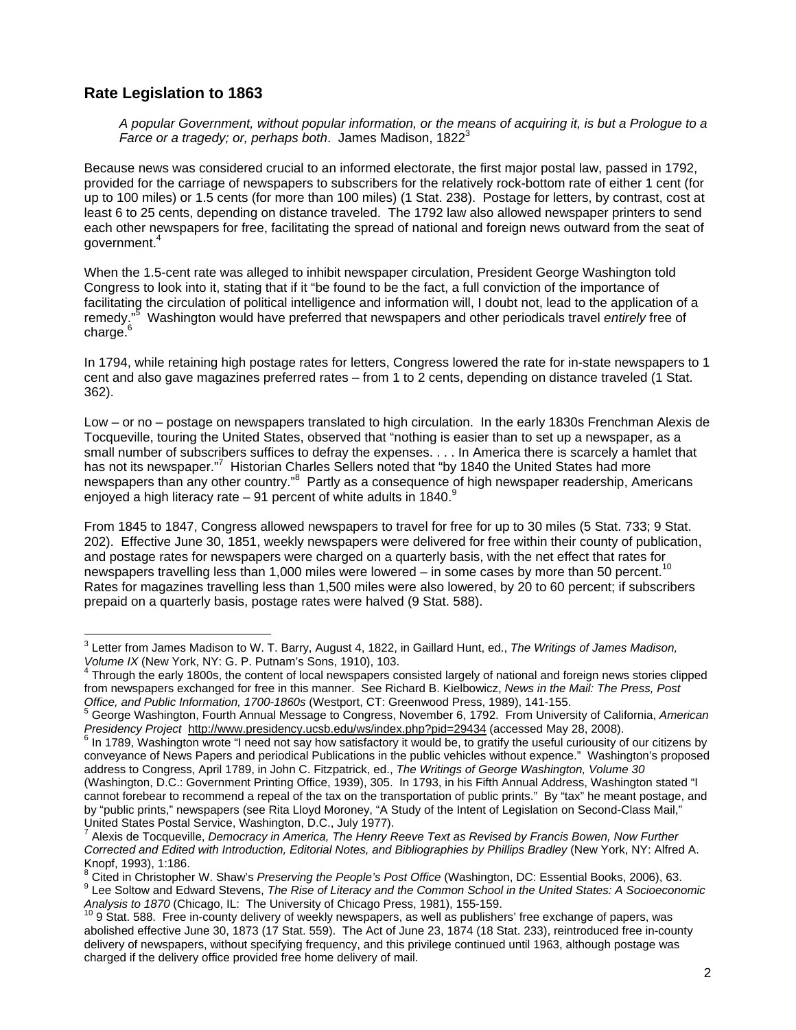## Rate Legislation to 1863

*A popular Government, without popular information, or the means of acquiring it, is but a Prologue to a Farce or a tragedy; or, perhaps both*. James Madison, 1822[3]

Because news was considered crucial to an informed electorate, the first major postal law, passed in 1792, provided for the carriage of newspapers to subscribers for the relatively rock-bottom rate of either 1 cent (for up to 100 miles) or 1.5 cents (for more than 100 miles) (1 Stat. 238). Postage for letters, by contrast, cost at least 6 to 25 cents, depending on distance traveled. The 1792 law also allowed newspaper printers to send each other newspapers for free, facilitating the spread of national and foreign news outward from the seat of government.[4]

When the 1.5-cent rate was alleged to inhibit newspaper circulation, President George Washington told Congress to look into it, stating that if it "be found to be the fact, a full conviction of the importance of facilitating the circulation of political intelligence and information will, I doubt not, lead to the application of a remedy."[5] Washington would have preferred that newspapers and other periodicals travel *entirely* free of charge.[6]

In 1794, while retaining high postage rates for letters, Congress lowered the rate for in-state newspapers to 1 cent and also gave magazines preferred rates – from 1 to 2 cents, depending on distance traveled (1 Stat. 362).

Low – or no – postage on newspapers translated to high circulation. In the early 1830s Frenchman Alexis de Tocqueville, touring the United States, observed that "nothing is easier than to set up a newspaper, as a small number of subscribers suffices to defray the expenses. . . . In America there is scarcely a hamlet that has not its newspaper."[7] Historian Charles Sellers noted that "by 1840 the United States had more newspapers than any other country."[8] Partly as a consequence of high newspaper readership, Americans enjoyed a high literacy rate – 91 percent of white adults in 1840.[9]

From 1845 to 1847, Congress allowed newspapers to travel for free for up to 30 miles (5 Stat. 733; 9 Stat. 202). Effective June 30, 1851, weekly newspapers were delivered for free within their county of publication, and postage rates for newspapers were charged on a quarterly basis, with the net effect that rates for newspapers travelling less than 1,000 miles were lowered – in some cases by more than 50 percent.[10] Rates for magazines travelling less than 1,500 miles were also lowered, by 20 to 60 percent; if subscribers prepaid on a quarterly basis, postage rates were halved (9 Stat. 588).

---

[3] Letter from James Madison to W. T. Barry, August 4, 1822, in Gaillard Hunt, ed., *The Writings of James Madison, Volume IX* (New York, NY: G. P. Putnam's Sons, 1910), 103.

[4] Through the early 1800s, the content of local newspapers consisted largely of national and foreign news stories clipped from newspapers exchanged for free in this manner. See Richard B. Kielbowicz, *News in the Mail: The Press, Post Office, and Public Information, 1700-1860s* (Westport, CT: Greenwood Press, 1989), 141-155.

[5] George Washington, Fourth Annual Message to Congress, November 6, 1792. From University of California, *American Presidency Project* http://www.presidency.ucsb.edu/ws/index.php?pid=29434 (accessed May 28, 2008).

[6] In 1789, Washington wrote "I need not say how satisfactory it would be, to gratify the useful curiousity of our citizens by conveyance of News Papers and periodical Publications in the public vehicles without expence." Washington's proposed address to Congress, April 1789, in John C. Fitzpatrick, ed., *The Writings of George Washington, Volume 30* (Washington, D.C.: Government Printing Office, 1939), 305. In 1793, in his Fifth Annual Address, Washington stated "I cannot forebear to recommend a repeal of the tax on the transportation of public prints." By "tax" he meant postage, and by "public prints," newspapers (see Rita Lloyd Moroney, "A Study of the Intent of Legislation on Second-Class Mail," United States Postal Service, Washington, D.C., July 1977).

[7] Alexis de Tocqueville, *Democracy in America, The Henry Reeve Text as Revised by Francis Bowen, Now Further Corrected and Edited with Introduction, Editorial Notes, and Bibliographies by Phillips Bradley* (New York, NY: Alfred A. Knopf, 1993), 1:186.

[8] Cited in Christopher W. Shaw's *Preserving the People's Post Office* (Washington, DC: Essential Books, 2006), 63.

[9] Lee Soltow and Edward Stevens, *The Rise of Literacy and the Common School in the United States: A Socioeconomic Analysis to 1870* (Chicago, IL: The University of Chicago Press, 1981), 155-159.

[10] 9 Stat. 588. Free in-county delivery of weekly newspapers, as well as publishers' free exchange of papers, was abolished effective June 30, 1873 (17 Stat. 559). The Act of June 23, 1874 (18 Stat. 233), reintroduced free in-county delivery of newspapers, without specifying frequency, and this privilege continued until 1963, although postage was charged if the delivery office provided free home delivery of mail.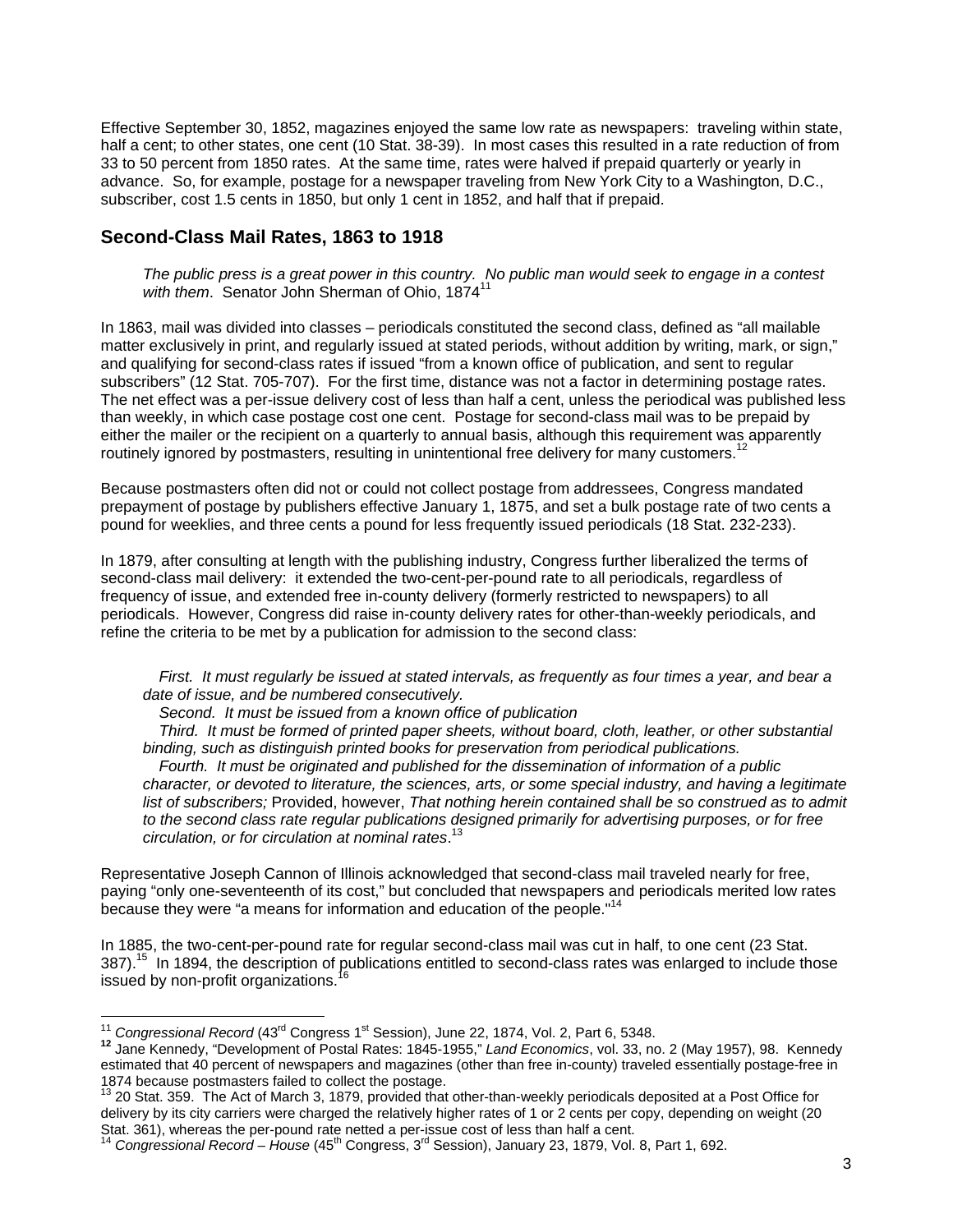Effective September 30, 1852, magazines enjoyed the same low rate as newspapers: traveling within state, half a cent; to other states, one cent (10 Stat. 38-39). In most cases this resulted in a rate reduction of from 33 to 50 percent from 1850 rates. At the same time, rates were halved if prepaid quarterly or yearly in advance. So, for example, postage for a newspaper traveling from New York City to a Washington, D.C., subscriber, cost 1.5 cents in 1850, but only 1 cent in 1852, and half that if prepaid.

## Second-Class Mail Rates, 1863 to 1918

> *The public press is a great power in this country. No public man would seek to engage in a contest with them*. Senator John Sherman of Ohio, 1874[11]

In 1863, mail was divided into classes – periodicals constituted the second class, defined as "all mailable matter exclusively in print, and regularly issued at stated periods, without addition by writing, mark, or sign," and qualifying for second-class rates if issued "from a known office of publication, and sent to regular subscribers" (12 Stat. 705-707). For the first time, distance was not a factor in determining postage rates. The net effect was a per-issue delivery cost of less than half a cent, unless the periodical was published less than weekly, in which case postage cost one cent. Postage for second-class mail was to be prepaid by either the mailer or the recipient on a quarterly to annual basis, although this requirement was apparently routinely ignored by postmasters, resulting in unintentional free delivery for many customers.[12]

Because postmasters often did not or could not collect postage from addressees, Congress mandated prepayment of postage by publishers effective January 1, 1875, and set a bulk postage rate of two cents a pound for weeklies, and three cents a pound for less frequently issued periodicals (18 Stat. 232-233).

In 1879, after consulting at length with the publishing industry, Congress further liberalized the terms of second-class mail delivery: it extended the two-cent-per-pound rate to all periodicals, regardless of frequency of issue, and extended free in-county delivery (formerly restricted to newspapers) to all periodicals. However, Congress did raise in-county delivery rates for other-than-weekly periodicals, and refine the criteria to be met by a publication for admission to the second class:

> *First. It must regularly be issued at stated intervals, as frequently as four times a year, and bear a date of issue, and be numbered consecutively.*
> *Second. It must be issued from a known office of publication*
> *Third. It must be formed of printed paper sheets, without board, cloth, leather, or other substantial binding, such as distinguish printed books for preservation from periodical publications.*
> *Fourth. It must be originated and published for the dissemination of information of a public character, or devoted to literature, the sciences, arts, or some special industry, and having a legitimate list of subscribers;* Provided, however, *That nothing herein contained shall be so construed as to admit to the second class rate regular publications designed primarily for advertising purposes, or for free circulation, or for circulation at nominal rates*.[13]

Representative Joseph Cannon of Illinois acknowledged that second-class mail traveled nearly for free, paying "only one-seventeenth of its cost," but concluded that newspapers and periodicals merited low rates because they were "a means for information and education of the people."[14]

In 1885, the two-cent-per-pound rate for regular second-class mail was cut in half, to one cent (23 Stat. 387).[15] In 1894, the description of publications entitled to second-class rates was enlarged to include those issued by non-profit organizations.[16]

---

[11] *Congressional Record* (43rd Congress 1st Session), June 22, 1874, Vol. 2, Part 6, 5348.

[12] Jane Kennedy, "Development of Postal Rates: 1845-1955," *Land Economics*, vol. 33, no. 2 (May 1957), 98. Kennedy estimated that 40 percent of newspapers and magazines (other than free in-county) traveled essentially postage-free in 1874 because postmasters failed to collect the postage.

[13] 20 Stat. 359. The Act of March 3, 1879, provided that other-than-weekly periodicals deposited at a Post Office for delivery by its city carriers were charged the relatively higher rates of 1 or 2 cents per copy, depending on weight (20 Stat. 361), whereas the per-pound rate netted a per-issue cost of less than half a cent.

[14] *Congressional Record – House* (45th Congress, 3rd Session), January 23, 1879, Vol. 8, Part 1, 692.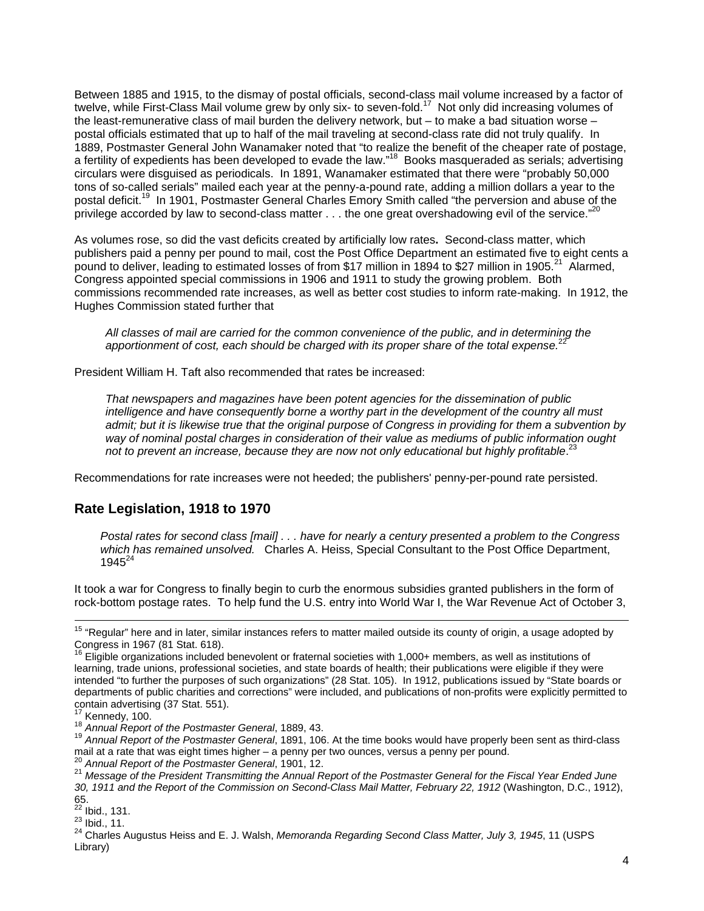Between 1885 and 1915, to the dismay of postal officials, second-class mail volume increased by a factor of twelve, while First-Class Mail volume grew by only six- to seven-fold.[17] Not only did increasing volumes of the least-remunerative class of mail burden the delivery network, but – to make a bad situation worse – postal officials estimated that up to half of the mail traveling at second-class rate did not truly qualify. In 1889, Postmaster General John Wanamaker noted that "to realize the benefit of the cheaper rate of postage, a fertility of expedients has been developed to evade the law."[18] Books masqueraded as serials; advertising circulars were disguised as periodicals. In 1891, Wanamaker estimated that there were "probably 50,000 tons of so-called serials" mailed each year at the penny-a-pound rate, adding a million dollars a year to the postal deficit.[19] In 1901, Postmaster General Charles Emory Smith called "the perversion and abuse of the privilege accorded by law to second-class matter . . . the one great overshadowing evil of the service."[20]

As volumes rose, so did the vast deficits created by artificially low rates**.** Second-class matter, which publishers paid a penny per pound to mail, cost the Post Office Department an estimated five to eight cents a pound to deliver, leading to estimated losses of from $17 million in 1894 to $27 million in 1905.[21] Alarmed, Congress appointed special commissions in 1906 and 1911 to study the growing problem. Both commissions recommended rate increases, as well as better cost studies to inform rate-making. In 1912, the Hughes Commission stated further that

> *All classes of mail are carried for the common convenience of the public, and in determining the apportionment of cost, each should be charged with its proper share of the total expense.*[22]

President William H. Taft also recommended that rates be increased:

> *That newspapers and magazines have been potent agencies for the dissemination of public intelligence and have consequently borne a worthy part in the development of the country all must admit; but it is likewise true that the original purpose of Congress in providing for them a subvention by way of nominal postal charges in consideration of their value as mediums of public information ought not to prevent an increase, because they are now not only educational but highly profitable*.[23]

Recommendations for rate increases were not heeded; the publishers' penny-per-pound rate persisted.

## Rate Legislation, 1918 to 1970

> *Postal rates for second class [mail] . . . have for nearly a century presented a problem to the Congress which has remained unsolved.* Charles A. Heiss, Special Consultant to the Post Office Department, 1945[24]

It took a war for Congress to finally begin to curb the enormous subsidies granted publishers in the form of rock-bottom postage rates. To help fund the U.S. entry into World War I, the War Revenue Act of October 3,

---

[15] "Regular" here and in later, similar instances refers to matter mailed outside its county of origin, a usage adopted by Congress in 1967 (81 Stat. 618).

[16] Eligible organizations included benevolent or fraternal societies with 1,000+ members, as well as institutions of learning, trade unions, professional societies, and state boards of health; their publications were eligible if they were intended "to further the purposes of such organizations" (28 Stat. 105). In 1912, publications issued by "State boards or departments of public charities and corrections" were included, and publications of non-profits were explicitly permitted to contain advertising (37 Stat. 551).

[17] Kennedy, 100.

[18] *Annual Report of the Postmaster General*, 1889, 43.

[19] *Annual Report of the Postmaster General*, 1891, 106. At the time books would have properly been sent as third-class mail at a rate that was eight times higher – a penny per two ounces, versus a penny per pound.

[20] *Annual Report of the Postmaster General*, 1901, 12.

[21] *Message of the President Transmitting the Annual Report of the Postmaster General for the Fiscal Year Ended June 30, 1911 and the Report of the Commission on Second-Class Mail Matter, February 22, 1912* (Washington, D.C., 1912), 65.

[22] Ibid., 131.

[23] Ibid., 11.

[24] Charles Augustus Heiss and E. J. Walsh, *Memoranda Regarding Second Class Matter, July 3, 1945*, 11 (USPS Library)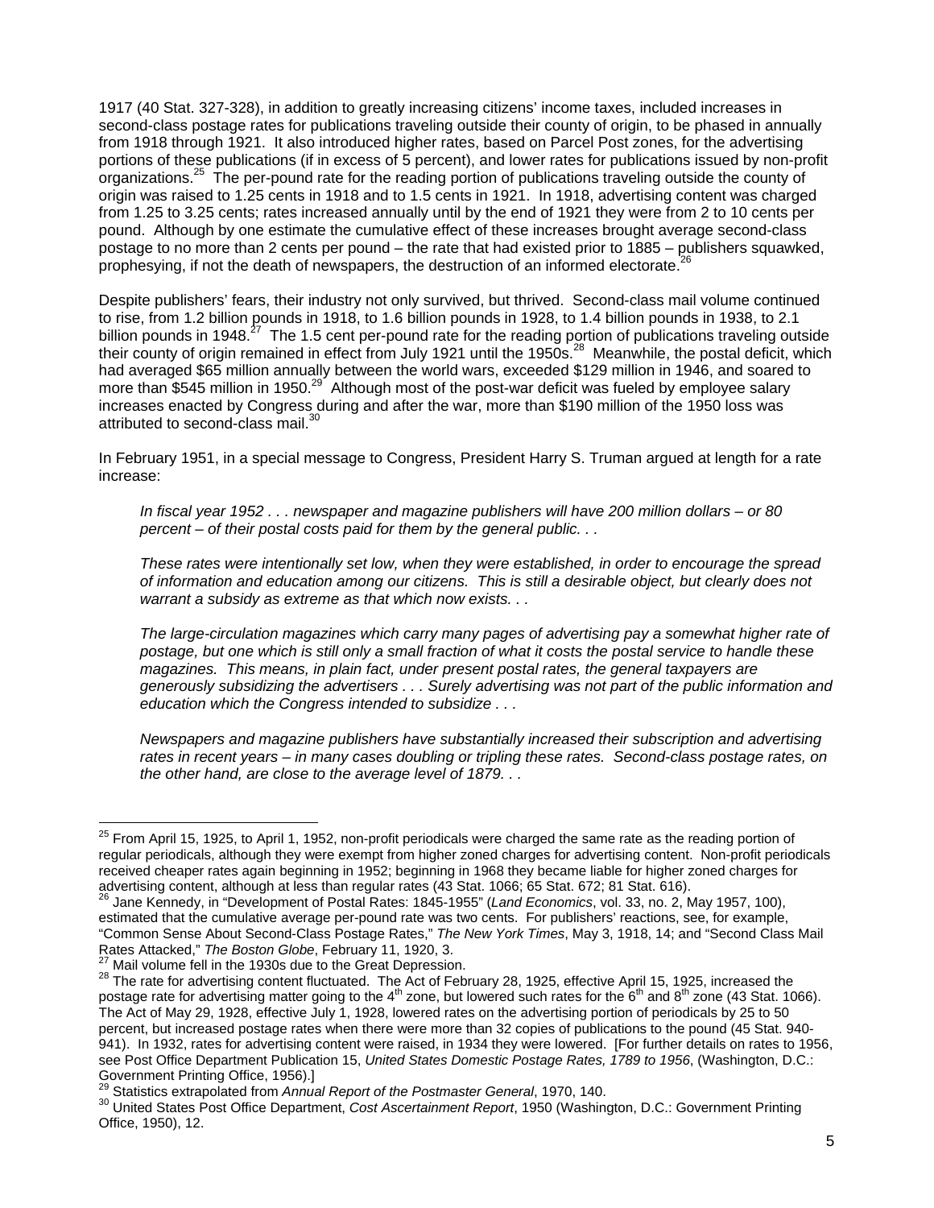1917 (40 Stat. 327-328), in addition to greatly increasing citizens' income taxes, included increases in second-class postage rates for publications traveling outside their county of origin, to be phased in annually from 1918 through 1921. It also introduced higher rates, based on Parcel Post zones, for the advertising portions of these publications (if in excess of 5 percent), and lower rates for publications issued by non-profit organizations.[25] The per-pound rate for the reading portion of publications traveling outside the county of origin was raised to 1.25 cents in 1918 and to 1.5 cents in 1921. In 1918, advertising content was charged from 1.25 to 3.25 cents; rates increased annually until by the end of 1921 they were from 2 to 10 cents per pound. Although by one estimate the cumulative effect of these increases brought average second-class postage to no more than 2 cents per pound – the rate that had existed prior to 1885 – publishers squawked, prophesying, if not the death of newspapers, the destruction of an informed electorate.[26]

Despite publishers' fears, their industry not only survived, but thrived. Second-class mail volume continued to rise, from 1.2 billion pounds in 1918, to 1.6 billion pounds in 1928, to 1.4 billion pounds in 1938, to 2.1 billion pounds in 1948.[27] The 1.5 cent per-pound rate for the reading portion of publications traveling outside their county of origin remained in effect from July 1921 until the 1950s.[28] Meanwhile, the postal deficit, which had averaged $65 million annually between the world wars, exceeded $129 million in 1946, and soared to more than $545 million in 1950.[29] Although most of the post-war deficit was fueled by employee salary increases enacted by Congress during and after the war, more than $190 million of the 1950 loss was attributed to second-class mail.[30]

In February 1951, in a special message to Congress, President Harry S. Truman argued at length for a rate increase:

> *In fiscal year 1952 . . . newspaper and magazine publishers will have 200 million dollars – or 80 percent – of their postal costs paid for them by the general public. . .*
>
> *These rates were intentionally set low, when they were established, in order to encourage the spread of information and education among our citizens. This is still a desirable object, but clearly does not warrant a subsidy as extreme as that which now exists. . .*
>
> *The large-circulation magazines which carry many pages of advertising pay a somewhat higher rate of postage, but one which is still only a small fraction of what it costs the postal service to handle these magazines. This means, in plain fact, under present postal rates, the general taxpayers are generously subsidizing the advertisers . . . Surely advertising was not part of the public information and education which the Congress intended to subsidize . . .*
>
> *Newspapers and magazine publishers have substantially increased their subscription and advertising rates in recent years – in many cases doubling or tripling these rates. Second-class postage rates, on the other hand, are close to the average level of 1879. . .*

---

[25] From April 15, 1925, to April 1, 1952, non-profit periodicals were charged the same rate as the reading portion of regular periodicals, although they were exempt from higher zoned charges for advertising content. Non-profit periodicals received cheaper rates again beginning in 1952; beginning in 1968 they became liable for higher zoned charges for advertising content, although at less than regular rates (43 Stat. 1066; 65 Stat. 672; 81 Stat. 616).

[26] Jane Kennedy, in "Development of Postal Rates: 1845-1955" (*Land Economics*, vol. 33, no. 2, May 1957, 100), estimated that the cumulative average per-pound rate was two cents. For publishers' reactions, see, for example, "Common Sense About Second-Class Postage Rates," *The New York Times*, May 3, 1918, 14; and "Second Class Mail Rates Attacked," *The Boston Globe*, February 11, 1920, 3.

[27] Mail volume fell in the 1930s due to the Great Depression.

[28] The rate for advertising content fluctuated. The Act of February 28, 1925, effective April 15, 1925, increased the postage rate for advertising matter going to the 4th zone, but lowered such rates for the 6th and 8th zone (43 Stat. 1066). The Act of May 29, 1928, effective July 1, 1928, lowered rates on the advertising portion of periodicals by 25 to 50 percent, but increased postage rates when there were more than 32 copies of publications to the pound (45 Stat. 940-941). In 1932, rates for advertising content were raised, in 1934 they were lowered. [For further details on rates to 1956, see Post Office Department Publication 15, *United States Domestic Postage Rates, 1789 to 1956*, (Washington, D.C.: Government Printing Office, 1956).]

[29] Statistics extrapolated from *Annual Report of the Postmaster General*, 1970, 140.

[30] United States Post Office Department, *Cost Ascertainment Report*, 1950 (Washington, D.C.: Government Printing Office, 1950), 12.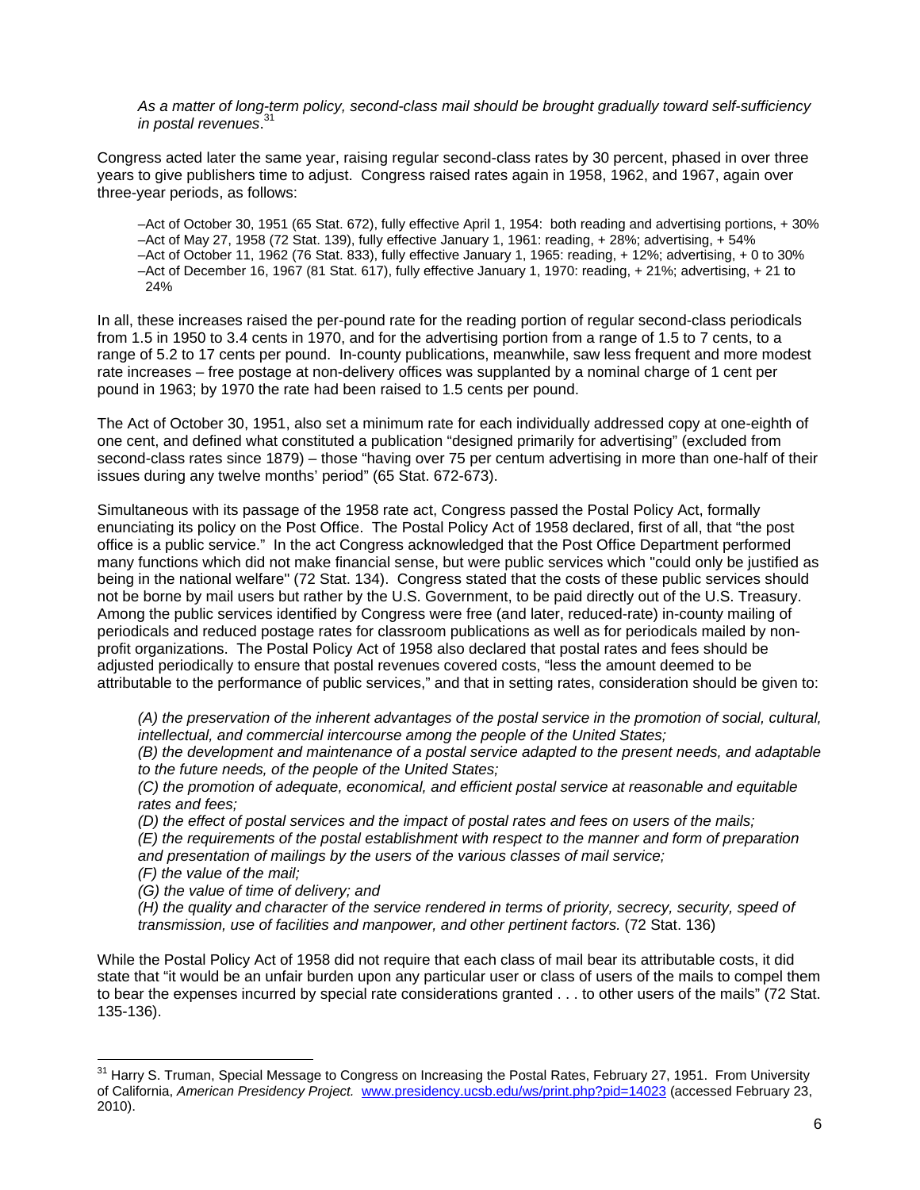*As a matter of long-term policy, second-class mail should be brought gradually toward self-sufficiency in postal revenues*.[31]

Congress acted later the same year, raising regular second-class rates by 30 percent, phased in over three years to give publishers time to adjust. Congress raised rates again in 1958, 1962, and 1967, again over three-year periods, as follows:

–Act of October 30, 1951 (65 Stat. 672), fully effective April 1, 1954: both reading and advertising portions, + 30%
–Act of May 27, 1958 (72 Stat. 139), fully effective January 1, 1961: reading, + 28%; advertising, + 54%
–Act of October 11, 1962 (76 Stat. 833), fully effective January 1, 1965: reading, + 12%; advertising, + 0 to 30%
–Act of December 16, 1967 (81 Stat. 617), fully effective January 1, 1970: reading, + 21%; advertising, + 21 to 24%

In all, these increases raised the per-pound rate for the reading portion of regular second-class periodicals from 1.5 in 1950 to 3.4 cents in 1970, and for the advertising portion from a range of 1.5 to 7 cents, to a range of 5.2 to 17 cents per pound. In-county publications, meanwhile, saw less frequent and more modest rate increases – free postage at non-delivery offices was supplanted by a nominal charge of 1 cent per pound in 1963; by 1970 the rate had been raised to 1.5 cents per pound.

The Act of October 30, 1951, also set a minimum rate for each individually addressed copy at one-eighth of one cent, and defined what constituted a publication "designed primarily for advertising" (excluded from second-class rates since 1879) – those "having over 75 per centum advertising in more than one-half of their issues during any twelve months' period" (65 Stat. 672-673).

Simultaneous with its passage of the 1958 rate act, Congress passed the Postal Policy Act, formally enunciating its policy on the Post Office. The Postal Policy Act of 1958 declared, first of all, that "the post office is a public service." In the act Congress acknowledged that the Post Office Department performed many functions which did not make financial sense, but were public services which "could only be justified as being in the national welfare" (72 Stat. 134). Congress stated that the costs of these public services should not be borne by mail users but rather by the U.S. Government, to be paid directly out of the U.S. Treasury. Among the public services identified by Congress were free (and later, reduced-rate) in-county mailing of periodicals and reduced postage rates for classroom publications as well as for periodicals mailed by non-profit organizations. The Postal Policy Act of 1958 also declared that postal rates and fees should be adjusted periodically to ensure that postal revenues covered costs, "less the amount deemed to be attributable to the performance of public services," and that in setting rates, consideration should be given to:

*(A) the preservation of the inherent advantages of the postal service in the promotion of social, cultural, intellectual, and commercial intercourse among the people of the United States;*
*(B) the development and maintenance of a postal service adapted to the present needs, and adaptable to the future needs, of the people of the United States;*
*(C) the promotion of adequate, economical, and efficient postal service at reasonable and equitable rates and fees;*
*(D) the effect of postal services and the impact of postal rates and fees on users of the mails;*
*(E) the requirements of the postal establishment with respect to the manner and form of preparation and presentation of mailings by the users of the various classes of mail service;*
*(F) the value of the mail;*
*(G) the value of time of delivery; and*
*(H) the quality and character of the service rendered in terms of priority, secrecy, security, speed of transmission, use of facilities and manpower, and other pertinent factors.* (72 Stat. 136)

While the Postal Policy Act of 1958 did not require that each class of mail bear its attributable costs, it did state that "it would be an unfair burden upon any particular user or class of users of the mails to compel them to bear the expenses incurred by special rate considerations granted . . . to other users of the mails" (72 Stat. 135-136).

---

[31] Harry S. Truman, Special Message to Congress on Increasing the Postal Rates, February 27, 1951. From University of California, *American Presidency Project.* www.presidency.ucsb.edu/ws/print.php?pid=14023 (accessed February 23, 2010).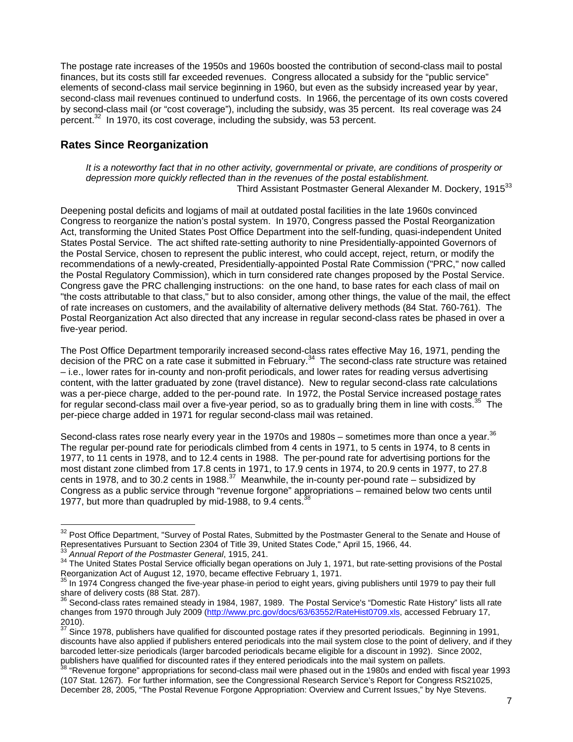The postage rate increases of the 1950s and 1960s boosted the contribution of second-class mail to postal finances, but its costs still far exceeded revenues. Congress allocated a subsidy for the "public service" elements of second-class mail service beginning in 1960, but even as the subsidy increased year by year, second-class mail revenues continued to underfund costs. In 1966, the percentage of its own costs covered by second-class mail (or "cost coverage"), including the subsidy, was 35 percent. Its real coverage was 24 percent.[32] In 1970, its cost coverage, including the subsidy, was 53 percent.

## Rates Since Reorganization

*It is a noteworthy fact that in no other activity, governmental or private, are conditions of prosperity or depression more quickly reflected than in the revenues of the postal establishment.*

Third Assistant Postmaster General Alexander M. Dockery, 1915[33]

Deepening postal deficits and logjams of mail at outdated postal facilities in the late 1960s convinced Congress to reorganize the nation's postal system. In 1970, Congress passed the Postal Reorganization Act, transforming the United States Post Office Department into the self-funding, quasi-independent United States Postal Service. The act shifted rate-setting authority to nine Presidentially-appointed Governors of the Postal Service, chosen to represent the public interest, who could accept, reject, return, or modify the recommendations of a newly-created, Presidentially-appointed Postal Rate Commission ("PRC," now called the Postal Regulatory Commission), which in turn considered rate changes proposed by the Postal Service. Congress gave the PRC challenging instructions: on the one hand, to base rates for each class of mail on "the costs attributable to that class," but to also consider, among other things, the value of the mail, the effect of rate increases on customers, and the availability of alternative delivery methods (84 Stat. 760-761). The Postal Reorganization Act also directed that any increase in regular second-class rates be phased in over a five-year period.

The Post Office Department temporarily increased second-class rates effective May 16, 1971, pending the decision of the PRC on a rate case it submitted in February.[34] The second-class rate structure was retained – i.e., lower rates for in-county and non-profit periodicals, and lower rates for reading versus advertising content, with the latter graduated by zone (travel distance). New to regular second-class rate calculations was a per-piece charge, added to the per-pound rate. In 1972, the Postal Service increased postage rates for regular second-class mail over a five-year period, so as to gradually bring them in line with costs.[35] The per-piece charge added in 1971 for regular second-class mail was retained.

Second-class rates rose nearly every year in the 1970s and 1980s – sometimes more than once a year.[36] The regular per-pound rate for periodicals climbed from 4 cents in 1971, to 5 cents in 1974, to 8 cents in 1977, to 11 cents in 1978, and to 12.4 cents in 1988. The per-pound rate for advertising portions for the most distant zone climbed from 17.8 cents in 1971, to 17.9 cents in 1974, to 20.9 cents in 1977, to 27.8 cents in 1978, and to 30.2 cents in 1988.[37] Meanwhile, the in-county per-pound rate – subsidized by Congress as a public service through "revenue forgone" appropriations – remained below two cents until 1977, but more than quadrupled by mid-1988, to 9.4 cents.[38]

---

[32] Post Office Department, "Survey of Postal Rates, Submitted by the Postmaster General to the Senate and House of Representatives Pursuant to Section 2304 of Title 39, United States Code," April 15, 1966, 44.

[33] *Annual Report of the Postmaster General*, 1915, 241.

[34] The United States Postal Service officially began operations on July 1, 1971, but rate-setting provisions of the Postal Reorganization Act of August 12, 1970, became effective February 1, 1971.

[35] In 1974 Congress changed the five-year phase-in period to eight years, giving publishers until 1979 to pay their full share of delivery costs (88 Stat. 287).

[36] Second-class rates remained steady in 1984, 1987, 1989. The Postal Service's "Domestic Rate History" lists all rate changes from 1970 through July 2009 (http://www.prc.gov/docs/63/63552/RateHist0709.xls, accessed February 17, 2010).

[37] Since 1978, publishers have qualified for discounted postage rates if they presorted periodicals. Beginning in 1991, discounts have also applied if publishers entered periodicals into the mail system close to the point of delivery, and if they barcoded letter-size periodicals (larger barcoded periodicals became eligible for a discount in 1992). Since 2002, publishers have qualified for discounted rates if they entered periodicals into the mail system on pallets.

[38] "Revenue forgone" appropriations for second-class mail were phased out in the 1980s and ended with fiscal year 1993 (107 Stat. 1267). For further information, see the Congressional Research Service's Report for Congress RS21025, December 28, 2005, "The Postal Revenue Forgone Appropriation: Overview and Current Issues," by Nye Stevens.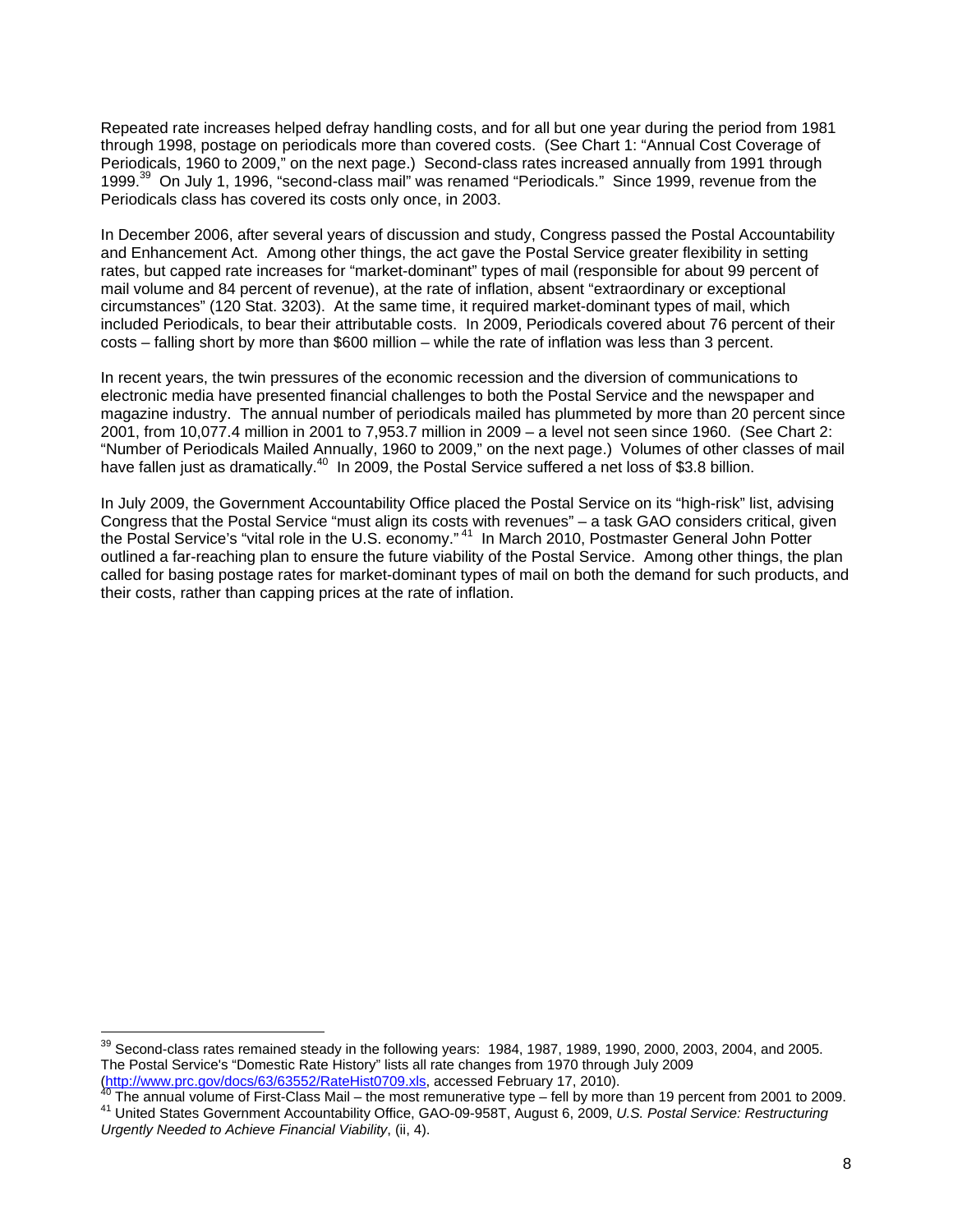Repeated rate increases helped defray handling costs, and for all but one year during the period from 1981 through 1998, postage on periodicals more than covered costs. (See Chart 1: "Annual Cost Coverage of Periodicals, 1960 to 2009," on the next page.) Second-class rates increased annually from 1991 through 1999.[39] On July 1, 1996, "second-class mail" was renamed "Periodicals." Since 1999, revenue from the Periodicals class has covered its costs only once, in 2003.

In December 2006, after several years of discussion and study, Congress passed the Postal Accountability and Enhancement Act. Among other things, the act gave the Postal Service greater flexibility in setting rates, but capped rate increases for "market-dominant" types of mail (responsible for about 99 percent of mail volume and 84 percent of revenue), at the rate of inflation, absent "extraordinary or exceptional circumstances" (120 Stat. 3203). At the same time, it required market-dominant types of mail, which included Periodicals, to bear their attributable costs. In 2009, Periodicals covered about 76 percent of their costs – falling short by more than $600 million – while the rate of inflation was less than 3 percent.

In recent years, the twin pressures of the economic recession and the diversion of communications to electronic media have presented financial challenges to both the Postal Service and the newspaper and magazine industry. The annual number of periodicals mailed has plummeted by more than 20 percent since 2001, from 10,077.4 million in 2001 to 7,953.7 million in 2009 – a level not seen since 1960. (See Chart 2: "Number of Periodicals Mailed Annually, 1960 to 2009," on the next page.) Volumes of other classes of mail have fallen just as dramatically.[40] In 2009, the Postal Service suffered a net loss of $3.8 billion.

In July 2009, the Government Accountability Office placed the Postal Service on its "high-risk" list, advising Congress that the Postal Service "must align its costs with revenues" – a task GAO considers critical, given the Postal Service's "vital role in the U.S. economy."[41] In March 2010, Postmaster General John Potter outlined a far-reaching plan to ensure the future viability of the Postal Service. Among other things, the plan called for basing postage rates for market-dominant types of mail on both the demand for such products, and their costs, rather than capping prices at the rate of inflation.

---

[39] Second-class rates remained steady in the following years: 1984, 1987, 1989, 1990, 2000, 2003, 2004, and 2005. The Postal Service's "Domestic Rate History" lists all rate changes from 1970 through July 2009 (http://www.prc.gov/docs/63/63552/RateHist0709.xls, accessed February 17, 2010).

[40] The annual volume of First-Class Mail – the most remunerative type – fell by more than 19 percent from 2001 to 2009.

[41] United States Government Accountability Office, GAO-09-958T, August 6, 2009, *U.S. Postal Service: Restructuring Urgently Needed to Achieve Financial Viability*, (ii, 4).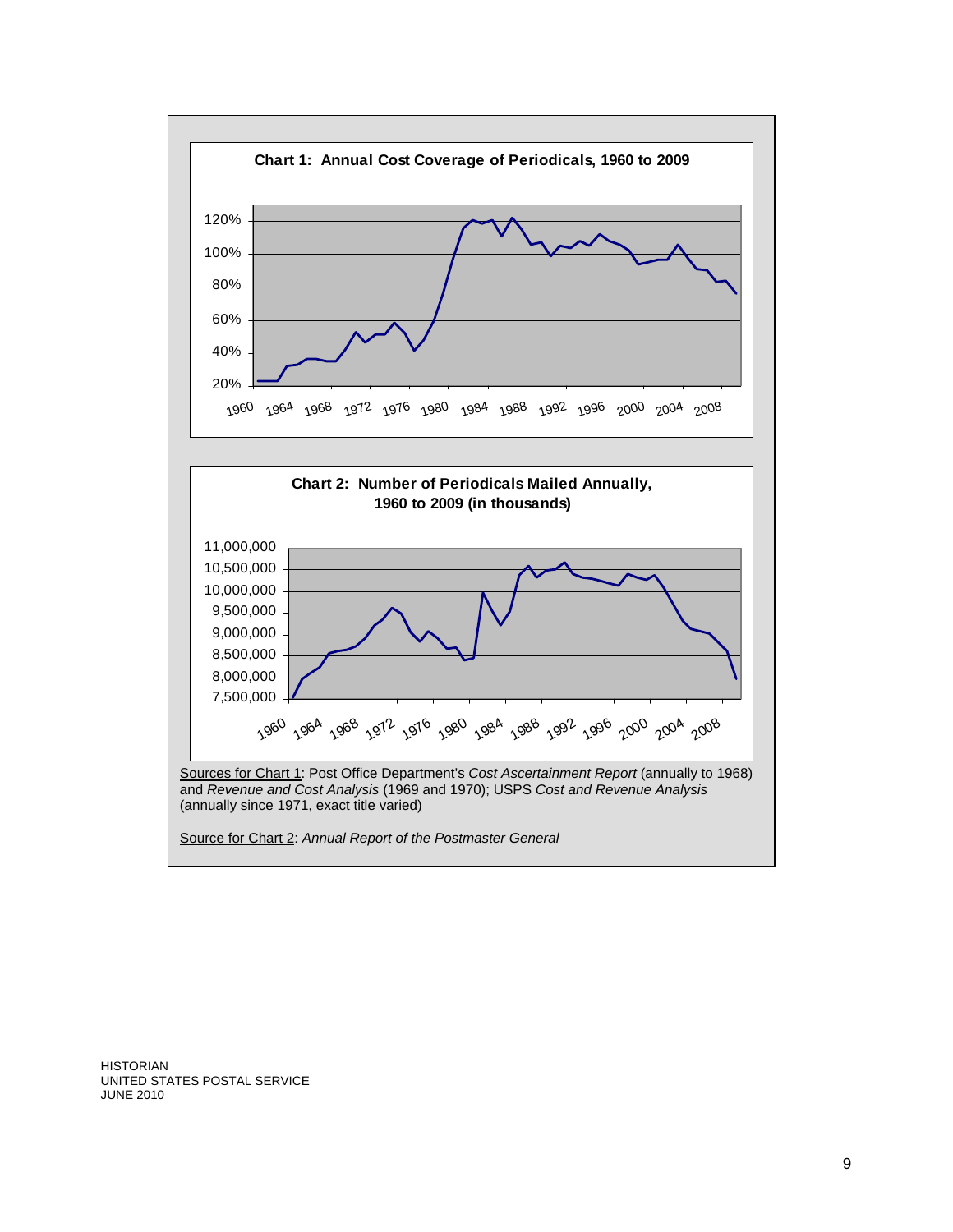**Chart 1: Annual Cost Coverage of Periodicals, 1960 to 2009**

120%
100%
80%
60%
40%
20%

1960 1964 1968 1972 1976 1980 1984 1988 1992 1996 2000 2004 2008

**Chart 2: Number of Periodicals Mailed Annually, 1960 to 2009 (in thousands)**

11,000,000
10,500,000
10,000,000
9,500,000
9,000,000
8,500,000
8,000,000
7,500,000

1960 1964 1968 1972 1976 1980 1984 1988 1992 1996 2000 2004 2008

Sources for Chart 1: Post Office Department's *Cost Ascertainment Report* (annually to 1968) and *Revenue and Cost Analysis* (1969 and 1970); USPS *Cost and Revenue Analysis* (annually since 1971, exact title varied)

Source for Chart 2: *Annual Report of the Postmaster General*

HISTORIAN
UNITED STATES POSTAL SERVICE
JUNE 2010